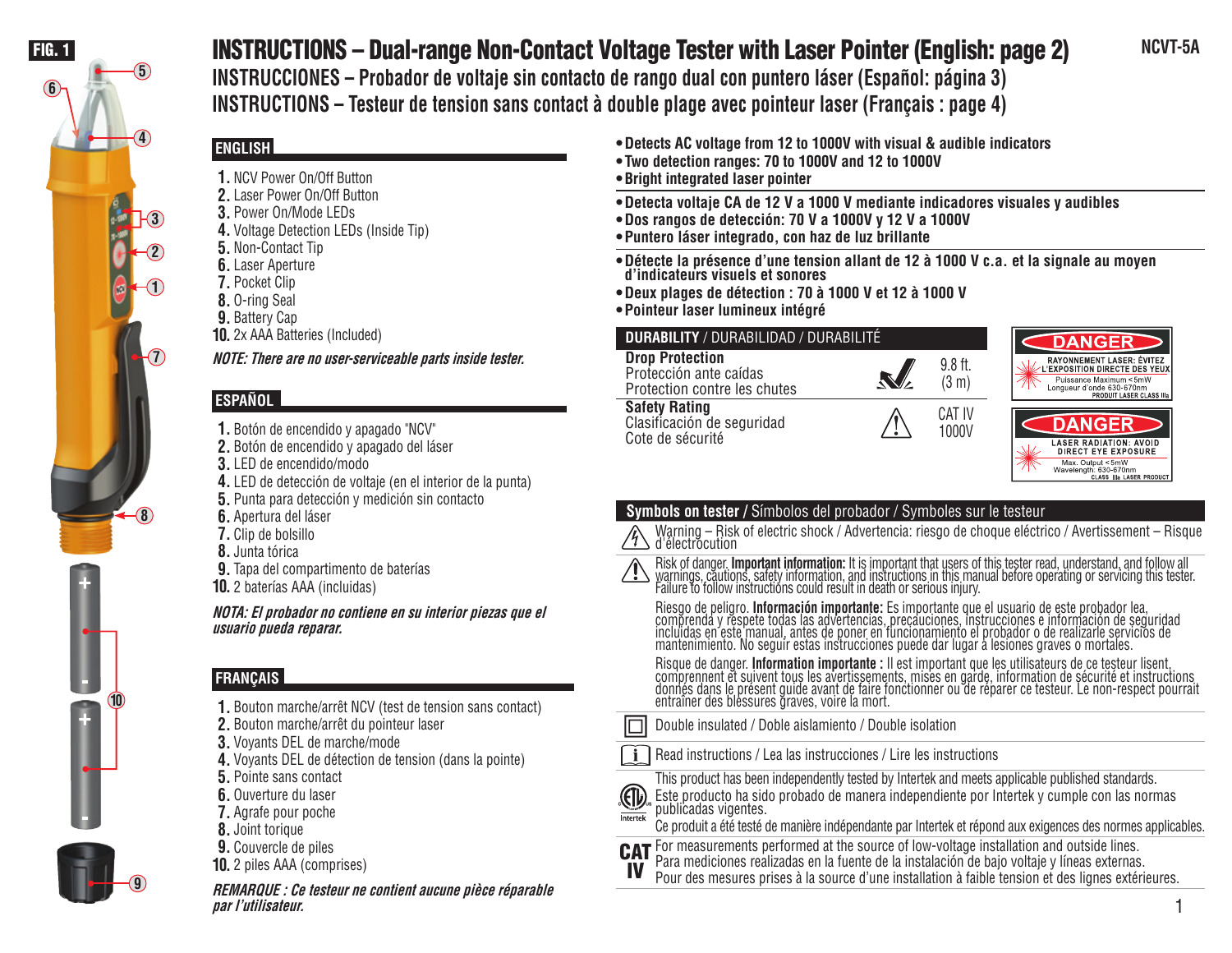FIG. 1

# INSTRUCTIONS – Dual-range Non-Contact Voltage Tester with Laser Pointer (English: page 2)

NCVT-5A

## INSTRUCCIONES – Probador de voltaje sin contacto de rango dual con puntero láser (Español: página 3)

## INSTRUCTIONS – Testeur de tension sans contact à double plage avec pointeur laser (Français : page 4)

### ENGLISH

1. NCV Power On/Off Button
2. Laser Power On/Off Button
3. Power On/Mode LEDs
4. Voltage Detection LEDs (Inside Tip)
5. Non-Contact Tip
6. Laser Aperture
7. Pocket Clip
8. O-ring Seal
9. Battery Cap
10. 2x AAA Batteries (Included)

***NOTE: There are no user-serviceable parts inside tester.***

### ESPAÑOL

1. Botón de encendido y apagado "NCV"
2. Botón de encendido y apagado del láser
3. LED de encendido/modo
4. LED de detección de voltaje (en el interior de la punta)
5. Punta para detección y medición sin contacto
6. Apertura del láser
7. Clip de bolsillo
8. Junta tórica
9. Tapa del compartimento de baterías
10. 2 baterías AAA (incluidas)

***NOTA: El probador no contiene en su interior piezas que el usuario pueda reparar.***

### FRANÇAIS

1. Bouton marche/arrêt NCV (test de tension sans contact)
2. Bouton marche/arrêt du pointeur laser
3. Voyants DEL de marche/mode
4. Voyants DEL de détection de tension (dans la pointe)
5. Pointe sans contact
6. Ouverture du laser
7. Agrafe pour poche
8. Joint torique
9. Couvercle de piles
10. 2 piles AAA (comprises)

***REMARQUE : Ce testeur ne contient aucune pièce réparable par l'utilisateur.***

- **Detects AC voltage from 12 to 1000V with visual & audible indicators**
- **Two detection ranges: 70 to 1000V and 12 to 1000V**
- **Bright integrated laser pointer**

- **Detecta voltaje CA de 12 V a 1000 V mediante indicadores visuales y audibles**
- **Dos rangos de detección: 70 V a 1000V y 12 V a 1000V**
- **Puntero láser integrado, con haz de luz brillante**

- **Détecte la présence d'une tension allant de 12 à 1000 V c.a. et la signale au moyen d'indicateurs visuels et sonores**
- **Deux plages de détection : 70 à 1000 V et 12 à 1000 V**
- **Pointeur laser lumineux intégré**

| **DURABILITY** / DURABILIDAD / DURABILITÉ | | |
|---|---|---|
| **Drop Protection**<br>Protección ante caídas<br>Protection contre les chutes | | 9.8 ft. (3 m) |
| **Safety Rating**<br>Clasificación de seguridad<br>Cote de sécurité | | CAT IV 1000V |

**DANGER**
RAYONNEMENT LASER: ÉVITEZ L'EXPOSITION DIRECTE DES YEUX
Puissance Maximum <5mW
Longueur d'onde 630-670nm
PRODUIT LASER CLASS IIIa

**DANGER**
LASER RADIATION: AVOID DIRECT EYE EXPOSURE
Max. Output <5mW
Wavelength: 630-670nm
CLASS IIIa LASER PRODUCT

### Symbols on tester / Símbolos del probador / Symboles sur le testeur

Warning – Risk of electric shock / Advertencia: riesgo de choque eléctrico / Avertissement – Risque d'électrocution

Risk of danger. **Important information:** It is important that users of this tester read, understand, and follow all warnings, cautions, safety information, and instructions in this manual before operating or servicing this tester. Failure to follow instructions could result in death or serious injury.

Riesgo de peligro. **Información importante:** Es importante que el usuario de este probador lea, comprenda y respete todas las advertencias, precauciones, instrucciones e información de seguridad incluidas en este manual, antes de poner en funcionamiento el probador o de realizarle servicios de mantenimiento. No seguir estas instrucciones puede dar lugar a lesiones graves o mortales.

Risque de danger. **Information importante :** Il est important que les utilisateurs de ce testeur lisent, comprennent et suivent tous les avertissements, mises en garde, information de sécurité et instructions donnés dans le présent guide avant de faire fonctionner ou de réparer ce testeur. Le non-respect pourrait entraîner des blessures graves, voire la mort.

Double insulated / Doble aislamiento / Double isolation

Read instructions / Lea las instrucciones / Lire les instructions

This product has been independently tested by Intertek and meets applicable published standards.
Este producto ha sido probado de manera independiente por Intertek y cumple con las normas publicadas vigentes.
Ce produit a été testé de manière indépendante par Intertek et répond aux exigences des normes applicables.

**CAT IV** For measurements performed at the source of low-voltage installation and outside lines.
Para mediciones realizadas en la fuente de la instalación de bajo voltaje y líneas externas.
Pour des mesures prises à la source d'une installation à faible tension et des lignes extérieures.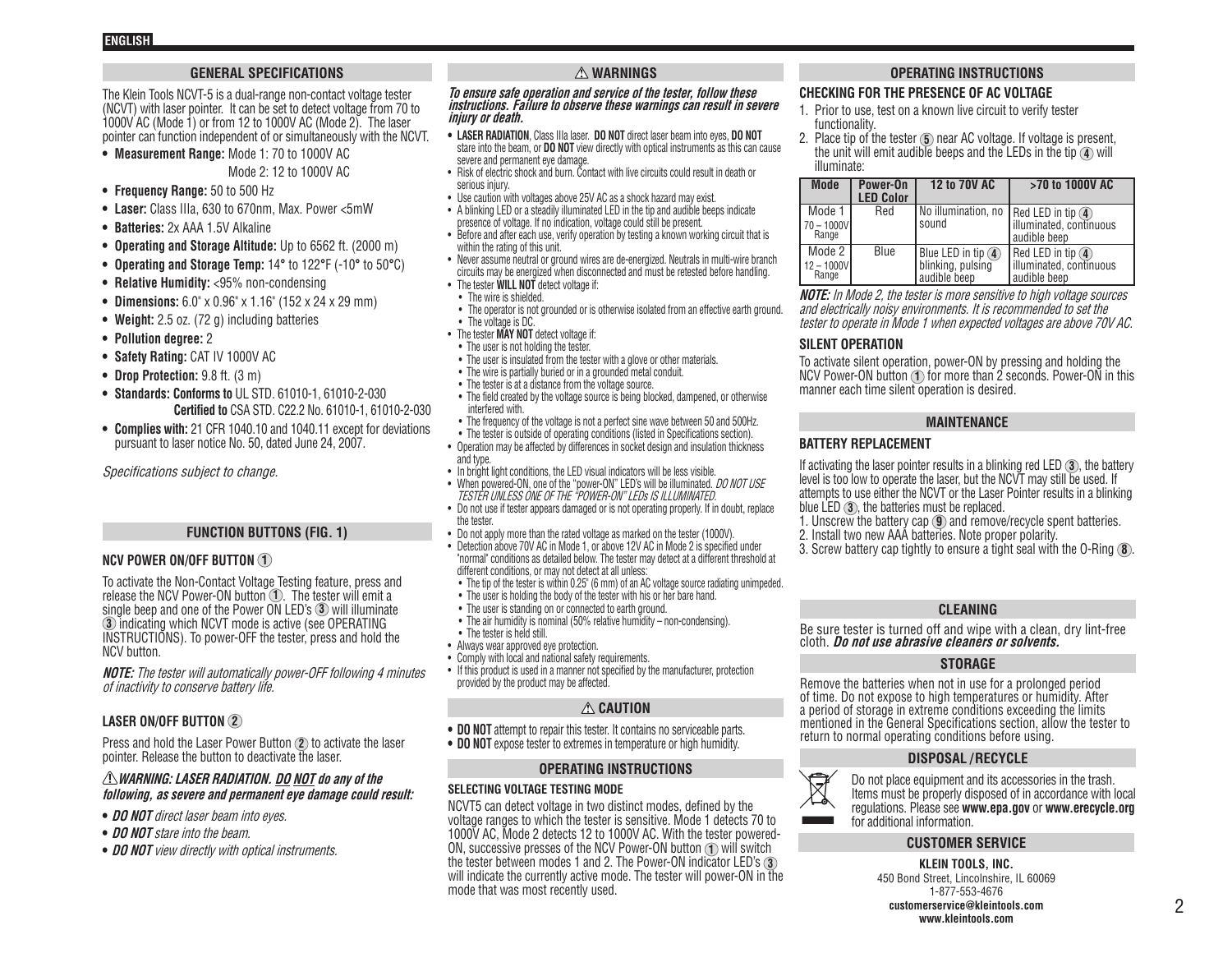ENGLISH

## GENERAL SPECIFICATIONS

The Klein Tools NCVT-5 is a dual-range non-contact voltage tester (NCVT) with laser pointer. It can be set to detect voltage from 70 to 1000V AC (Mode 1) or from 12 to 1000V AC (Mode 2). The laser pointer can function independent of or simultaneously with the NCVT.

- **Measurement Range:** Mode 1: 70 to 1000V AC
  Mode 2: 12 to 1000V AC
- **Frequency Range:** 50 to 500 Hz
- **Laser:** Class IIIa, 630 to 670nm, Max. Power <5mW
- **Batteries:** 2x AAA 1.5V Alkaline
- **Operating and Storage Altitude:** Up to 6562 ft. (2000 m)
- **Operating and Storage Temp:** 14° to 122°F (-10° to 50°C)
- **Relative Humidity:** <95% non-condensing
- **Dimensions:** 6.0" x 0.96" x 1.16" (152 x 24 x 29 mm)
- **Weight:** 2.5 oz. (72 g) including batteries
- **Pollution degree:** 2
- **Safety Rating:** CAT IV 1000V AC
- **Drop Protection:** 9.8 ft. (3 m)
- **Standards: Conforms to** UL STD. 61010-1, 61010-2-030
  **Certified to** CSA STD. C22.2 No. 61010-1, 61010-2-030
- **Complies with:** 21 CFR 1040.10 and 1040.11 except for deviations pursuant to laser notice No. 50, dated June 24, 2007.

*Specifications subject to change.*

## FUNCTION BUTTONS (FIG. 1)

### NCV POWER ON/OFF BUTTON ①

To activate the Non-Contact Voltage Testing feature, press and release the NCV Power-ON button ①. The tester will emit a single beep and one of the Power ON LED's ③ will illuminate ③ indicating which NCVT mode is active (see OPERATING INSTRUCTIONS). To power-OFF the tester, press and hold the NCV button.

***NOTE:*** *The tester will automatically power-OFF following 4 minutes of inactivity to conserve battery life.*

### LASER ON/OFF BUTTON ②

Press and hold the Laser Power Button ② to activate the laser pointer. Release the button to deactivate the laser.

⚠ ***WARNING: LASER RADIATION. DO NOT do any of the following, as severe and permanent eye damage could result:***

- ***DO NOT*** *direct laser beam into eyes.*
- ***DO NOT*** *stare into the beam.*
- ***DO NOT*** *view directly with optical instruments.*

## ⚠ WARNINGS

***To ensure safe operation and service of the tester, follow these instructions. Failure to observe these warnings can result in severe injury or death.***

- **LASER RADIATION**, Class IIIa laser. **DO NOT** direct laser beam into eyes, **DO NOT** stare into the beam, or **DO NOT** view directly with optical instruments as this can cause severe and permanent eye damage.
- Risk of electric shock and burn. Contact with live circuits could result in death or serious injury.
- Use caution with voltages above 25V AC as a shock hazard may exist.
- A blinking LED or a steadily illuminated LED in the tip and audible beeps indicate presence of voltage. If no indication, voltage could still be present.
- Before and after each use, verify operation by testing a known working circuit that is within the rating of this unit.
- Never assume neutral or ground wires are de-energized. Neutrals in multi-wire branch circuits may be energized when disconnected and must be retested before handling.
- The tester **WILL NOT** detect voltage if:
  - The wire is shielded.
  - The operator is not grounded or is otherwise isolated from an effective earth ground.
  - The voltage is DC.
- The tester **MAY NOT** detect voltage if:
  - The user is not holding the tester.
  - The user is insulated from the tester with a glove or other materials.
  - The wire is partially buried or in a grounded metal conduit.
  - The tester is at a distance from the voltage source.
  - The field created by the voltage source is being blocked, dampened, or otherwise interfered with.
  - The frequency of the voltage is not a perfect sine wave between 50 and 500Hz.
  - The tester is outside of operating conditions (listed in Specifications section).
- Operation may be affected by differences in socket design and insulation thickness and type.
- In bright light conditions, the LED visual indicators will be less visible.
- When powered-ON, one of the "power-ON" LED's will be illuminated. *DO NOT USE TESTER UNLESS ONE OF THE "POWER-ON" LEDs IS ILLUMINATED.*
- Do not use if tester appears damaged or is not operating properly. If in doubt, replace the tester.
- Do not apply more than the rated voltage as marked on the tester (1000V).
- Detection above 70V AC in Mode 1, or above 12V AC in Mode 2 is specified under "normal" conditions as detailed below. The tester may detect at a different threshold at different conditions, or may not detect at all unless:
  - The tip of the tester is within 0.25" (6 mm) of an AC voltage source radiating unimpeded.
  - The user is holding the body of the tester with his or her bare hand.
  - The user is standing on or connected to earth ground.
  - The air humidity is nominal (50% relative humidity – non-condensing).
  - The tester is held still.
- Always wear approved eye protection.
- Comply with local and national safety requirements.
- If this product is used in a manner not specified by the manufacturer, protection provided by the product may be affected.

## ⚠ CAUTION

- **DO NOT** attempt to repair this tester. It contains no serviceable parts.
- **DO NOT** expose tester to extremes in temperature or high humidity.

## OPERATING INSTRUCTIONS

### SELECTING VOLTAGE TESTING MODE

NCVT5 can detect voltage in two distinct modes, defined by the voltage ranges to which the tester is sensitive. Mode 1 detects 70 to 1000V AC, Mode 2 detects 12 to 1000V AC. With the tester powered-ON, successive presses of the NCV Power-ON button ① will switch the tester between modes 1 and 2. The Power-ON indicator LED's ③ will indicate the currently active mode. The tester will power-ON in the mode that was most recently used.

## OPERATING INSTRUCTIONS

### CHECKING FOR THE PRESENCE OF AC VOLTAGE

1. Prior to use, test on a known live circuit to verify tester functionality.
2. Place tip of the tester ⑤ near AC voltage. If voltage is present, the unit will emit audible beeps and the LEDs in the tip ④ will illuminate:

| Mode | Power-On LED Color | 12 to 70V AC | >70 to 1000V AC |
|---|---|---|---|
| Mode 1 70 – 1000V Range | Red | No illumination, no sound | Red LED in tip ④ illuminated, continuous audible beep |
| Mode 2 12 – 1000V Range | Blue | Blue LED in tip ④ blinking, pulsing audible beep | Red LED in tip ④ illuminated, continuous audible beep |

***NOTE:*** *In Mode 2, the tester is more sensitive to high voltage sources and electrically noisy environments. It is recommended to set the tester to operate in Mode 1 when expected voltages are above 70V AC.*

### SILENT OPERATION

To activate silent operation, power-ON by pressing and holding the NCV Power-ON button ① for more than 2 seconds. Power-ON in this manner each time silent operation is desired.

## MAINTENANCE

### BATTERY REPLACEMENT

If activating the laser pointer results in a blinking red LED ③, the battery level is too low to operate the laser, but the NCVT may still be used. If attempts to use either the NCVT or the Laser Pointer results in a blinking blue LED ③, the batteries must be replaced.

1. Unscrew the battery cap ⑨ and remove/recycle spent batteries.
2. Install two new AAA batteries. Note proper polarity.
3. Screw battery cap tightly to ensure a tight seal with the O-Ring ⑧.

## CLEANING

Be sure tester is turned off and wipe with a clean, dry lint-free cloth. ***Do not use abrasive cleaners or solvents.***

## STORAGE

Remove the batteries when not in use for a prolonged period of time. Do not expose to high temperatures or humidity. After a period of storage in extreme conditions exceeding the limits mentioned in the General Specifications section, allow the tester to return to normal operating conditions before using.

## DISPOSAL / RECYCLE

Do not place equipment and its accessories in the trash. Items must be properly disposed of in accordance with local regulations. Please see **www.epa.gov** or **www.erecycle.org** for additional information.

## CUSTOMER SERVICE

**KLEIN TOOLS, INC.**
450 Bond Street, Lincolnshire, IL 60069
1-877-553-4676
**customerservice@kleintools.com**
**www.kleintools.com**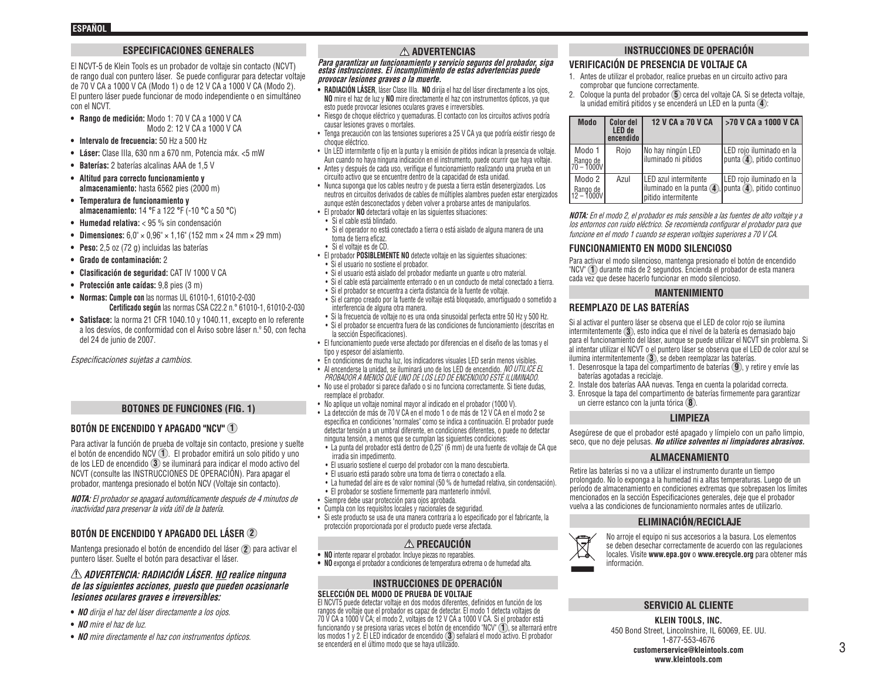ESPAÑOL

## ESPECIFICACIONES GENERALES

El NCVT-5 de Klein Tools es un probador de voltaje sin contacto (NCVT) de rango dual con puntero láser. Se puede configurar para detectar voltaje de 70 V CA a 1000 V CA (Modo 1) o de 12 V CA a 1000 V CA (Modo 2). El puntero láser puede funcionar de modo independiente o en simultáneo con el NCVT.

- **Rango de medición:** Modo 1: 70 V CA a 1000 V CA
  Modo 2: 12 V CA a 1000 V CA
- **Intervalo de frecuencia:** 50 Hz a 500 Hz
- **Láser:** Clase IIIa, 630 nm a 670 nm, Potencia máx. <5 mW
- **Baterías:** 2 baterías alcalinas AAA de 1,5 V
- **Altitud para correcto funcionamiento y almacenamiento:** hasta 6562 pies (2000 m)
- **Temperatura de funcionamiento y almacenamiento:** 14 °F a 122 °F (-10 °C a 50 °C)
- **Humedad relativa:** < 95 % sin condensación
- **Dimensiones:** 6,0" × 0,96" × 1,16" (152 mm × 24 mm × 29 mm)
- **Peso:** 2,5 oz (72 g) incluidas las baterías
- **Grado de contaminación:** 2
- **Clasificación de seguridad:** CAT IV 1000 V CA
- **Protección ante caídas:** 9,8 pies (3 m)
- **Normas: Cumple con** las normas UL 61010-1, 61010-2-030
  **Certificado según** las normas CSA C22.2 n.° 61010-1, 61010-2-030
- **Satisface:** la norma 21 CFR 1040.10 y 1040.11, excepto en lo referente a los desvíos, de conformidad con el Aviso sobre láser n.° 50, con fecha del 24 de junio de 2007.

*Especificaciones sujetas a cambios.*

## BOTONES DE FUNCIONES (FIG. 1)

### BOTÓN DE ENCENDIDO Y APAGADO "NCV" (1)

Para activar la función de prueba de voltaje sin contacto, presione y suelte el botón de encendido NCV (1). El probador emitirá un solo pitido y uno de los LED de encendido (3) se iluminará para indicar el modo activo del NCVT (consulte las INSTRUCCIONES DE OPERACIÓN). Para apagar el probador, mantenga presionado el botón NCV (Voltaje sin contacto).

***NOTA:*** *El probador se apagará automáticamente después de 4 minutos de inactividad para preservar la vida útil de la batería.*

### BOTÓN DE ENCENDIDO Y APAGADO DEL LÁSER (2)

Mantenga presionado el botón de encendido del láser (2) para activar el puntero láser. Suelte el botón para desactivar el láser.

***⚠ ADVERTENCIA: RADIACIÓN LÁSER. NO realice ninguna de las siguientes acciones, puesto que pueden ocasionarle lesiones oculares graves e irreversibles:***

- ***NO*** *dirija el haz del láser directamente a los ojos.*
- ***NO*** *mire el haz de luz.*
- ***NO*** *mire directamente el haz con instrumentos ópticos.*

## ⚠ ADVERTENCIAS

***Para garantizar un funcionamiento y servicio seguros del probador, siga estas instrucciones. El incumplimiento de estas advertencias puede provocar lesiones graves o la muerte.***

- **RADIACIÓN LÁSER**, láser Clase IIIa. **NO** dirija el haz del láser directamente a los ojos, **NO** mire el haz de luz y **NO** mire directamente el haz con instrumentos ópticos, ya que esto puede provocar lesiones oculares graves e irreversibles.
- Riesgo de choque eléctrico y quemaduras. El contacto con los circuitos activos podría causar lesiones graves o mortales.
- Tenga precaución con las tensiones superiores a 25 V CA ya que podría existir riesgo de choque eléctrico.
- Un LED intermitente o fijo en la punta y la emisión de pitidos indican la presencia de voltaje. Aun cuando no haya ninguna indicación en el instrumento, puede ocurrir que haya voltaje.
- Antes y después de cada uso, verifique el funcionamiento realizando una prueba en un circuito activo que se encuentre dentro de la capacidad de esta unidad.
- Nunca suponga que los cables neutro y de puesta a tierra están desenergizados. Los neutros en circuitos derivados de cables de múltiples alambres pueden estar energizados aunque estén desconectados y deben volver a probarse antes de manipularlos.
- El probador **NO** detectará voltaje en las siguientes situaciones:
  - Si el cable está blindado.
  - Si el operador no está conectado a tierra o está aislado de alguna manera de una toma de tierra eficaz.
  - Si el voltaje es de CD.
- El probador **POSIBLEMENTE NO** detecte voltaje en las siguientes situaciones:
  - Si el usuario no sostiene el probador.
  - Si el usuario está aislado del probador mediante un guante u otro material.
  - Si el cable está parcialmente enterrado o en un conducto de metal conectado a tierra.
  - Si el probador se encuentra a cierta distancia de la fuente de voltaje.
  - Si el campo creado por la fuente de voltaje está bloqueado, amortiguado o sometido a interferencia de alguna otra manera.
  - Si la frecuencia de voltaje no es una onda sinusoidal perfecta entre 50 Hz y 500 Hz.
  - Si el probador se encuentra fuera de las condiciones de funcionamiento (descritas en la sección Especificaciones).
- El funcionamiento puede verse afectado por diferencias en el diseño de las tomas y el tipo y espesor del aislamiento.
- En condiciones de mucha luz, los indicadores visuales LED serán menos visibles.
- Al encenderse la unidad, se iluminará uno de los LED de encendido. *NO UTILICE EL PROBADOR A MENOS QUE UNO DE LOS LED DE ENCENDIDO ESTÉ ILUMINADO.*
- No use el probador si parece dañado o si no funciona correctamente. Si tiene dudas, reemplace el probador.
- No aplique un voltaje nominal mayor al indicado en el probador (1000 V).
- La detección de más de 70 V CA en el modo 1 o de más de 12 V CA en el modo 2 se especifica en condiciones "normales" como se indica a continuación. El probador puede detectar tensión a un umbral diferente, en condiciones diferentes, o puede no detectar ninguna tensión, a menos que se cumplan las siguientes condiciones:
  - La punta del probador está dentro de 0,25" (6 mm) de una fuente de voltaje de CA que irradia sin impedimento.
  - El usuario sostiene el cuerpo del probador con la mano descubierta.
  - El usuario está parado sobre una toma de tierra o conectado a ella.
  - La humedad del aire es de valor nominal (50 % de humedad relativa, sin condensación).
  - El probador se sostiene firmemente para mantenerlo inmóvil.
- Siempre debe usar protección para ojos aprobada.
- Cumpla con los requisitos locales y nacionales de seguridad.
- Si este producto se usa de una manera contraria a lo especificado por el fabricante, la protección proporcionada por el producto puede verse afectada.

## ⚠ PRECAUCIÓN

- **NO** intente reparar el probador. Incluye piezas no reparables.
- **NO** exponga el probador a condiciones de temperatura extrema o de humedad alta.

## INSTRUCCIONES DE OPERACIÓN

### SELECCIÓN DEL MODO DE PRUEBA DE VOLTAJE

El NCVT5 puede detectar voltaje en dos modos diferentes, definidos en función de los rangos de voltaje que el probador es capaz de detectar. El modo 1 detecta voltajes de 70 V CA a 1000 V CA; el modo 2, voltajes de 12 V CA a 1000 V CA. Si el probador está funcionando y se presiona varias veces el botón de encendido "NCV" (1), se alternará entre los modos 1 y 2. El LED indicador de encendido (3) señalará el modo activo. El probador se encenderá en el último modo que se haya utilizado.

## INSTRUCCIONES DE OPERACIÓN

### VERIFICACIÓN DE PRESENCIA DE VOLTAJE CA

1. Antes de utilizar el probador, realice pruebas en un circuito activo para comprobar que funcione correctamente.
2. Coloque la punta del probador (5) cerca del voltaje CA. Si se detecta voltaje, la unidad emitirá pitidos y se encenderá un LED en la punta (4):

| Modo | Color del LED de encendido | 12 V CA a 70 V CA | >70 V CA a 1000 V CA |
|---|---|---|---|
| Modo 1 Rango de 70 – 1000V | Rojo | No hay ningún LED iluminado ni pitidos | LED rojo iluminado en la punta (4), pitido continuo |
| Modo 2 Rango de 12 – 1000V | Azul | LED azul intermitente iluminado en la punta (4), pitido intermitente | LED rojo iluminado en la punta (4), pitido continuo |

***NOTA:*** *En el modo 2, el probador es más sensible a las fuentes de alto voltaje y a los entornos con ruido eléctrico. Se recomienda configurar el probador para que funcione en el modo 1 cuando se esperan voltajes superiores a 70 V CA.*

### FUNCIONAMIENTO EN MODO SILENCIOSO

Para activar el modo silencioso, mantenga presionado el botón de encendido "NCV" (1) durante más de 2 segundos. Encienda el probador de esta manera cada vez que desee hacerlo funcionar en modo silencioso.

## MANTENIMIENTO

### REEMPLAZO DE LAS BATERÍAS

Si al activar el puntero láser se observa que el LED de color rojo se ilumina intermitentemente (3), esto indica que el nivel de la batería es demasiado bajo para el funcionamiento del láser, aunque se puede utilizar el NCVT sin problema. Si al intentar utilizar el NCVT o el puntero láser se observa que el LED de color azul se ilumina intermitentemente (3), se deben reemplazar las baterías.

1. Desenrosque la tapa del compartimento de baterías (9), y retire y envíe las baterías agotadas a reciclaje.
2. Instale dos baterías AAA nuevas. Tenga en cuenta la polaridad correcta.
3. Enrosque la tapa del compartimento de baterías firmemente para garantizar un cierre estanco con la junta tórica (8).

## LIMPIEZA

Asegúrese de que el probador esté apagado y límpielo con un paño limpio, seco, que no deje pelusas. ***No utilice solventes ni limpiadores abrasivos.***

## ALMACENAMIENTO

Retire las baterías si no va a utilizar el instrumento durante un tiempo prolongado. No lo exponga a la humedad ni a altas temperaturas. Luego de un período de almacenamiento en condiciones extremas que sobrepasen los límites mencionados en la sección Especificaciones generales, deje que el probador vuelva a las condiciones de funcionamiento normales antes de utilizarlo.

## ELIMINACIÓN/RECICLAJE

No arroje el equipo ni sus accesorios a la basura. Los elementos se deben desechar correctamente de acuerdo con las regulaciones locales. Visite **www.epa.gov** o **www.erecycle.org** para obtener más información.

## SERVICIO AL CLIENTE

**KLEIN TOOLS, INC.**
450 Bond Street, Lincolnshire, IL 60069, EE. UU.
1-877-553-4676
**customerservice@kleintools.com**
**www.kleintools.com**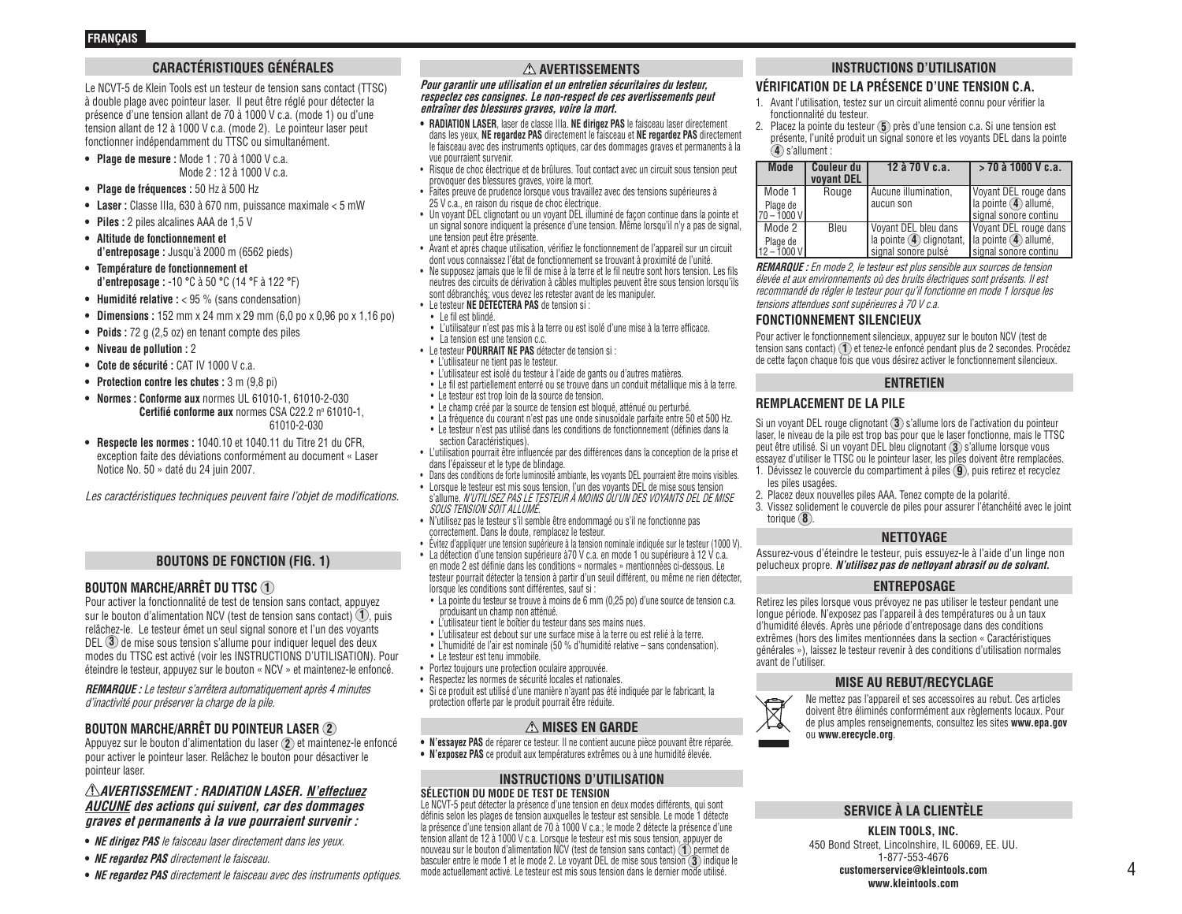## CARACTÉRISTIQUES GÉNÉRALES

Le NCVT-5 de Klein Tools est un testeur de tension sans contact (TTSC) à double plage avec pointeur laser. Il peut être réglé pour détecter la présence d'une tension allant de 70 à 1000 V c.a. (mode 1) ou d'une tension allant de 12 à 1000 V c.a. (mode 2). Le pointeur laser peut fonctionner indépendamment du TTSC ou simultanément.

- **Plage de mesure :** Mode 1 : 70 à 1000 V c.a.
  Mode 2 : 12 à 1000 V c.a.
- **Plage de fréquences :** 50 Hz à 500 Hz
- **Laser :** Classe IIIa, 630 à 670 nm, puissance maximale < 5 mW
- **Piles :** 2 piles alcalines AAA de 1,5 V
- **Altitude de fonctionnement et d'entreposage :** Jusqu'à 2000 m (6562 pieds)
- **Température de fonctionnement et d'entreposage :** -10 °C à 50 °C (14 °F à 122 °F)
- **Humidité relative :** < 95 % (sans condensation)
- **Dimensions :** 152 mm x 24 mm x 29 mm (6,0 po x 0,96 po x 1,16 po)
- **Poids :** 72 g (2,5 oz) en tenant compte des piles
- **Niveau de pollution :** 2
- **Cote de sécurité :** CAT IV 1000 V c.a.
- **Protection contre les chutes :** 3 m (9,8 pi)
- **Normes : Conforme aux** normes UL 61010-1, 61010-2-030
  **Certifié conforme aux** normes CSA C22.2 nº 61010-1, 61010-2-030
- **Respecte les normes :** 1040.10 et 1040.11 du Titre 21 du CFR, exception faite des déviations conformément au document « Laser Notice No. 50 » daté du 24 juin 2007.

*Les caractéristiques techniques peuvent faire l'objet de modifications.*

## BOUTONS DE FONCTION (FIG. 1)

### BOUTON MARCHE/ARRÊT DU TTSC ①

Pour activer la fonctionnalité de test de tension sans contact, appuyez sur le bouton d'alimentation NCV (test de tension sans contact) ①, puis relâchez-le. Le testeur émet un seul signal sonore et l'un des voyants DEL ③ de mise sous tension s'allume pour indiquer lequel des deux modes du TTSC est activé (voir les INSTRUCTIONS D'UTILISATION). Pour éteindre le testeur, appuyez sur le bouton « NCV » et maintenez-le enfoncé.

***REMARQUE :*** *Le testeur s'arrêtera automatiquement après 4 minutes d'inactivité pour préserver la charge de la pile.*

### BOUTON MARCHE/ARRÊT DU POINTEUR LASER ②

Appuyez sur le bouton d'alimentation du laser ② et maintenez-le enfoncé pour activer le pointeur laser. Relâchez le bouton pour désactiver le pointeur laser.

***⚠AVERTISSEMENT : RADIATION LASER. N'effectuez AUCUNE des actions qui suivent, car des dommages graves et permanents à la vue pourraient survenir :***

- ***NE dirigez PAS*** *le faisceau laser directement dans les yeux.*
- ***NE regardez PAS*** *directement le faisceau.*
- ***NE regardez PAS*** *directement le faisceau avec des instruments optiques.*

## ⚠ AVERTISSEMENTS

***Pour garantir une utilisation et un entretien sécuritaires du testeur, respectez ces consignes. Le non-respect de ces avertissements peut entraîner des blessures graves, voire la mort.***

- **RADIATION LASER**, laser de classe IIIa. **NE dirigez PAS** le faisceau laser directement dans les yeux, **NE regardez PAS** directement le faisceau et **NE regardez PAS** directement le faisceau avec des instruments optiques, car des dommages graves et permanents à la vue pourraient survenir.
- Risque de choc électrique et de brûlures. Tout contact avec un circuit sous tension peut provoquer des blessures graves, voire la mort.
- Faites preuve de prudence lorsque vous travaillez avec des tensions supérieures à 25 V c.a., en raison du risque de choc électrique.
- Un voyant DEL clignotant ou un voyant DEL illuminé de façon continue dans la pointe et un signal sonore indiquent la présence d'une tension. Même lorsqu'il n'y a pas de signal, une tension peut être présente.
- Avant et après chaque utilisation, vérifiez le fonctionnement de l'appareil sur un circuit dont vous connaissez l'état de fonctionnement se trouvant à proximité de l'unité.
- Ne supposez jamais que le fil de mise à la terre et le fil neutre sont hors tension. Les fils neutres des circuits de dérivation à câbles multiples peuvent être sous tension lorsqu'ils sont débranchés; vous devez les retester avant de les manipuler.
- Le testeur **NE DÉTECTERA PAS** de tension si :
  - Le fil est blindé.
  - L'utilisateur n'est pas mis à la terre ou est isolé d'une mise à la terre efficace.
  - La tension est une tension c.c.
- Le testeur **POURRAIT NE PAS** détecter de tension si :
  - L'utilisateur ne tient pas le testeur.
  - L'utilisateur est isolé du testeur à l'aide de gants ou d'autres matières.
  - Le fil est partiellement enterré ou se trouve dans un conduit métallique mis à la terre.
  - Le testeur est trop loin de la source de tension.
  - Le champ créé par la source de tension est bloqué, atténué ou perturbé.
  - La fréquence du courant n'est pas une onde sinusoïdale parfaite entre 50 et 500 Hz.
  - Le testeur n'est pas utilisé dans les conditions de fonctionnement (définies dans la section Caractéristiques).
- L'utilisation pourrait être influencée par des différences dans la conception de la prise et dans l'épaisseur et le type de blindage.
- Dans des conditions de forte luminosité ambiante, les voyants DEL pourraient être moins visibles.
- Lorsque le testeur est mis sous tension, l'un des voyants DEL de mise sous tension s'allume. *N'UTILISEZ PAS LE TESTEUR À MOINS QU'UN DES VOYANTS DEL DE MISE SOUS TENSION SOIT ALLUMÉ.*
- N'utilisez pas le testeur s'il semble être endommagé ou s'il ne fonctionne pas correctement. Dans le doute, remplacez le testeur.
- Évitez d'appliquer une tension supérieure à la tension nominale indiquée sur le testeur (1000 V).
- La détection d'une tension supérieure à70 V c.a. en mode 1 ou supérieure à 12 V c.a. en mode 2 est définie dans les conditions « normales » mentionnées ci-dessous. Le testeur pourrait détecter la tension à partir d'un seuil différent, ou même ne rien détecter, lorsque les conditions sont différentes, sauf si :
  - La pointe du testeur se trouve à moins de 6 mm (0,25 po) d'une source de tension c.a. produisant un champ non atténué.
  - L'utilisateur tient le boîtier du testeur dans ses mains nues.
  - L'utilisateur est debout sur une surface mise à la terre ou est relié à la terre.
  - L'humidité de l'air est nominale (50 % d'humidité relative – sans condensation).
  - Le testeur est tenu immobile.
- Portez toujours une protection oculaire approuvée.
- Respectez les normes de sécurité locales et nationales.
- Si ce produit est utilisé d'une manière n'ayant pas été indiquée par le fabricant, la protection offerte par le produit pourrait être réduite.

## ⚠ MISES EN GARDE

- **N'essayez PAS** de réparer ce testeur. Il ne contient aucune pièce pouvant être réparée.
- **N'exposez PAS** ce produit aux températures extrêmes ou à une humidité élevée.

## INSTRUCTIONS D'UTILISATION

### SÉLECTION DU MODE DE TEST DE TENSION

Le NCVT-5 peut détecter la présence d'une tension en deux modes différents, qui sont définis selon les plages de tension auxquelles le testeur est sensible. Le mode 1 détecte la présence d'une tension allant de 70 à 1000 V c.a.; le mode 2 détecte la présence d'une tension allant de 12 à 1000 V c.a. Lorsque le testeur est mis sous tension, appuyer de nouveau sur le bouton d'alimentation NCV (test de tension sans contact) ① permet de basculer entre le mode 1 et le mode 2. Le voyant DEL de mise sous tension ③ indique le mode actuellement activé. Le testeur est mis sous tension dans le dernier mode utilisé.

## INSTRUCTIONS D'UTILISATION

### VÉRIFICATION DE LA PRÉSENCE D'UNE TENSION C.A.

1. Avant l'utilisation, testez sur un circuit alimenté connu pour vérifier la fonctionnalité du testeur.
2. Placez la pointe du testeur ⑤ près d'une tension c.a. Si une tension est présente, l'unité produit un signal sonore et les voyants DEL dans la pointe ④ s'allument :

| Mode | Couleur du voyant DEL | 12 à 70 V c.a. | > 70 à 1000 V c.a. |
|---|---|---|---|
| Mode 1 Plage de 70 – 1000 V | Rouge | Aucune illumination, aucun son | Voyant DEL rouge dans la pointe ④ allumé, signal sonore continu |
| Mode 2 Plage de 12 – 1000 V | Bleu | Voyant DEL bleu dans la pointe ④ clignotant, signal sonore pulsé | Voyant DEL rouge dans la pointe ④ allumé, signal sonore continu |

***REMARQUE :*** *En mode 2, le testeur est plus sensible aux sources de tension élevée et aux environnements où des bruits électriques sont présents. Il est recommandé de régler le testeur pour qu'il fonctionne en mode 1 lorsque les tensions attendues sont supérieures à 70 V c.a.*

### FONCTIONNEMENT SILENCIEUX

Pour activer le fonctionnement silencieux, appuyez sur le bouton NCV (test de tension sans contact) ① et tenez-le enfoncé pendant plus de 2 secondes. Procédez de cette façon chaque fois que vous désirez activer le fonctionnement silencieux.

## ENTRETIEN

### REMPLACEMENT DE LA PILE

Si un voyant DEL rouge clignotant ③ s'allume lors de l'activation du pointeur laser, le niveau de la pile est trop bas pour que le laser fonctionne, mais le TTSC peut être utilisé. Si un voyant DEL bleu clignotant ③ s'allume lorsque vous essayez d'utiliser le TTSC ou le pointeur laser, les piles doivent être remplacées.

1. Dévissez le couvercle du compartiment à piles ⑨, puis retirez et recyclez les piles usagées.
2. Placez deux nouvelles piles AAA. Tenez compte de la polarité.
3. Vissez solidement le couvercle de piles pour assurer l'étanchéité avec le joint torique ⑧.

## NETTOYAGE

Assurez-vous d'éteindre le testeur, puis essuyez-le à l'aide d'un linge non pelucheux propre. ***N'utilisez pas de nettoyant abrasif ou de solvant.***

## ENTREPOSAGE

Retirez les piles lorsque vous prévoyez ne pas utiliser le testeur pendant une longue période. N'exposez pas l'appareil à des températures ou à un taux d'humidité élevés. Après une période d'entreposage dans des conditions extrêmes (hors des limites mentionnées dans la section « Caractéristiques générales »), laissez le testeur revenir à des conditions d'utilisation normales avant de l'utiliser.

## MISE AU REBUT/RECYCLAGE

Ne mettez pas l'appareil et ses accessoires au rebut. Ces articles doivent être éliminés conformément aux règlements locaux. Pour de plus amples renseignements, consultez les sites **www.epa.gov** ou **www.erecycle.org**.

## SERVICE À LA CLIENTÈLE

**KLEIN TOOLS, INC.**
450 Bond Street, Lincolnshire, IL 60069, EE. UU.
1-877-553-4676
**customerservice@kleintools.com**
**www.kleintools.com**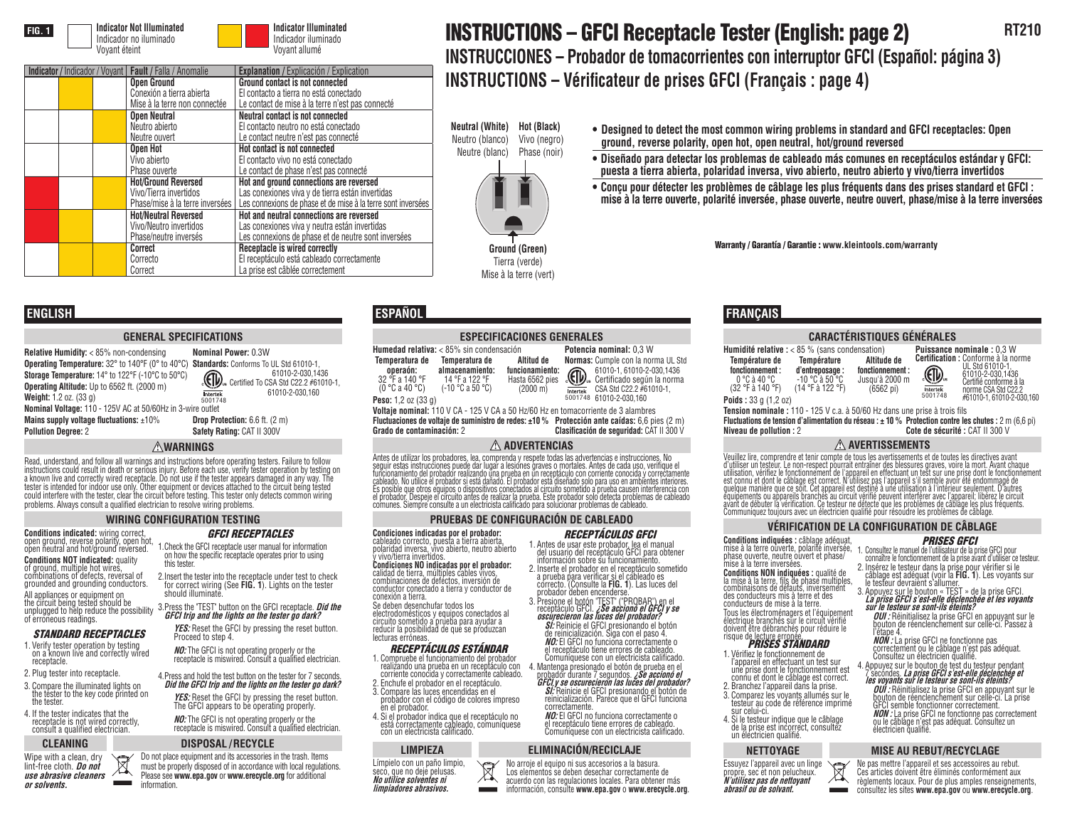**FIG. 1**

Indicator Not Illuminated / Indicador no iluminado / Voyant éteint

Indicator Illuminated / Indicador iluminado / Voyant allumé

| Indicator / Indicador / Voyant | | | Fault / Falla / Anomalie | Explanation / Explicación / Explication |
|---|---|---|---|---|
| Off | Yellow | Off | Open Ground<br>Conexión a tierra abierta<br>Mise à la terre non connectée | Ground contact is not connected<br>El contacto a tierra no está conectado<br>Le contact de mise à la terre n'est pas connecté |
| Off | Off | Yellow | Open Neutral<br>Neutro abierto<br>Neutre ouvert | Neutral contact is not connected<br>El contacto neutro no está conectado<br>Le contact neutre n'est pas connecté |
| Off | Off | Off | Open Hot<br>Vivo abierto<br>Phase ouverte | Hot contact is not connected<br>El contacto vivo no está conectado<br>Le contact de phase n'est pas connecté |
| Red | Yellow | Off | Hot/Ground Reversed<br>Vivo/Tierra invertidos<br>Phase/mise à la terre inversées | Hot and ground connections are reversed<br>Las conexiones viva y de tierra están invertidas<br>Les connexions de phase et de mise à la terre sont inversées |
| Red | Yellow | Yellow | Hot/Neutral Reversed<br>Vivo/Neutro invertidos<br>Phase/neutre inversés | Hot and neutral connections are reversed<br>Las conexiones viva y neutra están invertidas<br>Les connexions de phase et de neutre sont inversées |
| Off | Yellow | Yellow | Correct<br>Correcto<br>Correct | Receptacle is wired correctly<br>El receptáculo está cableado correctamente<br>La prise est câblée correctement |

# INSTRUCTIONS – GFCI Receptacle Tester (English: page 2)

**RT210**

## INSTRUCCIONES – Probador de tomacorrientes con interruptor GFCI (Español: página 3)

## INSTRUCTIONS – Vérificateur de prises GFCI (Français : page 4)

Neutral (White) / Neutro (blanco) / Neutre (blanc)

Hot (Black) / Vivo (negro) / Phase (noir)

Ground (Green) / Tierra (verde) / Mise à la terre (vert)

- **Designed to detect the most common wiring problems in standard and GFCI receptacles: Open ground, reverse polarity, open hot, open neutral, hot/ground reversed**
- **Diseñado para detectar los problemas de cableado más comunes en receptáculos estándar y GFCI: puesta a tierra abierta, polaridad inversa, vivo abierto, neutro abierto y vivo/tierra invertidos**
- **Conçu pour détecter les problèmes de câblage les plus fréquents dans des prises standard et GFCI : mise à la terre ouverte, polarité inversée, phase ouverte, neutre ouvert, phase/mise à la terre inversées**

**Warranty / Garantía / Garantie : www.kleintools.com/warranty**

## ENGLISH

### GENERAL SPECIFICATIONS

**Relative Humidity:** < 85% non-condensing

**Operating Temperature:** 32° to 140°F (0° to 40°C)

**Storage Temperature:** 14° to 122°F (-10°C to 50°C)

**Operating Altitude:** Up to 6562 ft. (2000 m)

**Weight:** 1.2 oz. (33 g)

**Nominal Power:** 0.3W

**Standards:** Conforms To UL Std 61010-1, 61010-2-030,1436 Certified To CSA Std C22.2 #61010-1, 61010-2-030,160

Intertek 5001748

**Nominal Voltage:** 110 - 125V AC at 50/60Hz in 3-wire outlet

**Mains supply voltage fluctuations:** ±10%

**Pollution Degree:** 2

**Drop Protection:** 6.6 ft. (2 m)

**Safety Rating:** CAT II 300V

### ⚠WARNINGS

Read, understand, and follow all warnings and instructions before operating testers. Failure to follow instructions could result in death or serious injury. Before each use, verify tester operation by testing on a known live and correctly wired receptacle. Do not use if the tester appears damaged in any way. The tester is intended for indoor use only. Other equipment or devices attached to the circuit being tested could interfere with the tester, clear the circuit before testing. This tester only detects common wiring problems. Always consult a qualified electrician to resolve wiring problems.

### WIRING CONFIGURATION TESTING

**Conditions indicated:** wiring correct, open ground, reverse polarity, open hot, open neutral and hot/ground reversed.

**Conditions NOT indicated:** quality of ground, multiple hot wires, combinations of defects, reversal of grounded and grounding conductors.

All appliances or equipment on the circuit being tested should be unplugged to help reduce the possibility of erroneous readings.

#### *STANDARD RECEPTACLES*

1. Verify tester operation by testing on a known live and correctly wired receptacle.
2. Plug tester into receptacle.
3. Compare the illuminated lights on the tester to the key code printed on the tester.
4. If the tester indicates that the receptacle is not wired correctly, consult a qualified electrician.

#### *GFCI RECEPTACLES*

1. Check the GFCI receptacle user manual for information on how the specific receptacle operates prior to using this tester.
2. Insert the tester into the receptacle under test to check for correct wiring (See **FIG. 1**). Lights on the tester should illuminate.
3. Press the 'TEST' button on the GFCI receptacle. ***Did the GFCI trip and the lights on the tester go dark?***

   ***YES:*** Reset the GFCI by pressing the reset button. Proceed to step 4.

   ***NO:*** The GFCI is not operating properly or the receptacle is miswired. Consult a qualified electrician.
4. Press and hold the test button on the tester for 7 seconds. ***Did the GFCI trip and the lights on the tester go dark?***

   ***YES:*** Reset the GFCI by pressing the reset button. The GFCI appears to be operating properly.

   ***NO:*** The GFCI is not operating properly or the receptacle is miswired. Consult a qualified electrician.

### CLEANING

Wipe with a clean, dry lint-free cloth. ***Do not use abrasive cleaners or solvents.***

### DISPOSAL / RECYCLE

Do not place equipment and its accessories in the trash. Items must be properly disposed of in accordance with local regulations. Please see **www.epa.gov** or **www.erecycle.org** for additional information.

## ESPAÑOL

### ESPECIFICACIONES GENERALES

**Humedad relativa:** < 85% sin condensación

**Temperatura de operación:** 32 °F a 140 °F (0 °C a 40 °C)

**Temperatura de almacenamiento:** 14 °F a 122 °F (-10 °C a 50 °C)

**Altitud de funcionamiento:** Hasta 6562 pies (2000 m)

**Peso:** 1,2 oz (33 g)

**Potencia nominal:** 0,3 W

**Normas:** Cumple con la norma UL Std 61010-1, 61010-2-030,1436 Certificado según la norma CSA Std C22.2 #61010-1, 61010-2-030,160

Intertek 5001748

**Voltaje nominal:** 110 V CA - 125 V CA a 50 Hz/60 Hz en tomacorriente de 3 alambres

**Fluctuaciones de voltaje de suministro de redes: ±10 %**

**Grado de contaminación:** 2

**Protección ante caídas:** 6,6 pies (2 m)

**Clasificación de seguridad:** CAT II 300 V

### ⚠ ADVERTENCIAS

Antes de utilizar los probadores, lea, comprenda y respete todas las advertencias e instrucciones. No seguir estas instrucciones puede dar lugar a lesiones graves o mortales. Antes de cada uso, verifique el funcionamiento del probador realizando una prueba en un receptáculo con corriente conocida y correctamente cableado. No utilice el probador si está dañado. El probador está diseñado solo para uso en ambientes interiores. Es posible que otros equipos o dispositivos conectados al circuito sometido a prueba causen interferencia con el probador. Despeje el circuito antes de realizar la prueba. Este probador solo detecta problemas de cableado comunes. Siempre consulte a un electricista calificado para solucionar problemas de cableado.

### PRUEBAS DE CONFIGURACIÓN DE CABLEADO

**Condiciones indicadas por el probador:** cableado correcto, puesta a tierra abierta, polaridad inversa, vivo abierto, neutro abierto y vivo/tierra invertidos.

**Condiciones NO indicadas por el probador:** calidad de tierra, múltiples cables vivos, combinaciones de defectos, inversión de conductor conectado a tierra y conductor de conexión a tierra.

Se deben desenchufar todos los electrodomésticos y equipos conectados al circuito sometido a prueba para ayudar a reducir la posibilidad de que se produzcan lecturas erróneas.

#### *RECEPTÁCULOS ESTÁNDAR*

1. Compruebe el funcionamiento del probador realizando una prueba en un receptáculo con corriente conocida y correctamente cableado.
2. Enchufe el probador en el receptáculo.
3. Compare las luces encendidas en el probador con el código de colores impreso en el probador.
4. Si el probador indica que el receptáculo no está correctamente cableado, comuníquese con un electricista calificado.

#### *RECEPTÁCULOS GFCI*

1. Antes de usar este probador, lea el manual del usuario del receptáculo GFCI para obtener información sobre su funcionamiento.
2. Inserte el probador en el receptáculo sometido a prueba para verificar si el cableado es correcto. (Consulte la **FIG. 1**). Las luces del probador deben encenderse.
3. Presione el botón 'TEST' ("PROBAR") en el receptáculo GFCI. ***¿Se accionó el GFCI y se oscurecieron las luces del probador?***

   ***SÍ:*** Reinicie el GFCI presionando el botón de reinicialización. Siga con el paso 4.

   ***NO:*** El GFCI no funciona correctamente o el receptáculo tiene errores de cableado. Comuníquese con un electricista calificado.
4. Mantenga presionado el botón de prueba en el probador durante 7 segundos. ***¿Se accionó el GFCI y se oscurecieron las luces del probador?***

   ***SÍ:*** Reinicie el GFCI presionando el botón de reinicialización. Parece que el GFCI funciona correctamente.

   ***NO:*** El GFCI no funciona correctamente o el receptáculo tiene errores de cableado. Comuníquese con un electricista calificado.

### LIMPIEZA

Límpielo con un paño limpio, seco, que no deje pelusas. ***No utilice solventes ni limpiadores abrasivos.***

### ELIMINACIÓN/RECICLAJE

No arroje el equipo ni sus accesorios a la basura. Los elementos se deben desechar correctamente de acuerdo con las regulaciones locales. Para obtener más información, consulte **www.epa.gov** o **www.erecycle.org**.

## FRANÇAIS

### CARACTÉRISTIQUES GÉNÉRALES

**Humidité relative :** < 85 % (sans condensation)

**Température de fonctionnement :** 0 °C à 40 °C (32 °F à 140 °F)

**Température d'entreposage :** -10 °C à 50 °C (14 °F à 122 °F)

**Altitude de fonctionnement :** Jusqu'à 2000 m (6562 pi)

**Poids :** 33 g (1,2 oz)

**Puissance nominale :** 0,3 W

**Certification :** Conforme à la norme UL Std 61010-1, 61010-2-030,1436 Certifié conforme à la norme CSA Std C22.2 #61010-1, 61010-2-030,160

Intertek 5001748

**Tension nominale :** 110 - 125 V c.a. à 50/60 Hz dans une prise à trois fils

**Fluctuations de tension d'alimentation du réseau : ± 10 %**

**Niveau de pollution :** 2

**Protection contre les chutes :** 2 m (6,6 pi)

**Cote de sécurité :** CAT II 300 V

### ⚠ AVERTISSEMENTS

Veuillez lire, comprendre et tenir compte de tous les avertissements et de toutes les directives avant d'utiliser un testeur. Le non-respect pourrait entraîner des blessures graves, voire la mort. Avant chaque utilisation, vérifiez le fonctionnement de l'appareil en effectuant un test sur une prise dont le fonctionnement est connu et dont le câblage est correct. N'utilisez pas l'appareil s'il semble avoir été endommagé de quelque manière que ce soit. Cet appareil est destiné à une utilisation à l'intérieur seulement. D'autres équipements ou appareils branchés au circuit vérifié peuvent interférer avec l'appareil; libérez le circuit avant de débuter la vérification. Ce testeur ne détecte que les problèmes de câblage les plus fréquents. Communiquez toujours avec un électricien qualifié pour résoudre les problèmes de câblage.

### VÉRIFICATION DE LA CONFIGURATION DE CÂBLAGE

**Conditions indiquées :** câblage adéquat, mise à la terre ouverte, polarité inversée, phase ouverte, neutre ouvert et phase/mise à la terre inversées.

**Conditions NON indiquées :** qualité de la mise à la terre, fils de phase multiples, combinaisons de défauts, inversement des conducteurs mis à terre et des conducteurs de mise à la terre.

Tous les électroménagers et l'équipement électrique branchés sur le circuit vérifié doivent être débranchés pour réduire le risque de lecture erronée.

#### *PRISES STANDARD*

1. Vérifiez le fonctionnement de l'appareil en effectuant un test sur une prise dont le fonctionnement est connu et dont le câblage est correct.
2. Branchez l'appareil dans la prise.
3. Comparez les voyants allumés sur le testeur au code de référence imprimé sur celui-ci.
4. Si le testeur indique que le câblage de la prise est incorrect, consultez un électricien qualifié.

#### *PRISES GFCI*

1. Consultez le manuel de l'utilisateur de la prise GFCI pour connaître le fonctionnement de la prise avant d'utiliser ce testeur.
2. Insérez le testeur dans la prise pour vérifier si le câblage est adéquat (voir la **FIG. 1**). Les voyants sur le testeur devraient s'allumer.
3. Appuyez sur le bouton « TEST » de la prise GFCI. ***La prise GFCI s'est-elle déclenchée et les voyants sur le testeur se sont-ils éteints?***

   ***OUI :*** Réinitialisez la prise GFCI en appuyant sur le bouton de réenclenchement sur celle-ci. Passez à l'étape 4.

   ***NON :*** La prise GFCI ne fonctionne pas correctement ou le câblage n'est pas adéquat. Consultez un électricien qualifié.
4. Appuyez sur le bouton de test du testeur pendant 7 secondes. ***La prise GFCI s'est-elle déclenchée et les voyants sur le testeur se sont-ils éteints?***

   ***OUI :*** Réinitialisez la prise GFCI en appuyant sur le bouton de réenclenchement sur celle-ci. La prise GFCI semble fonctionner correctement.

   ***NON :*** La prise GFCI ne fonctionne pas correctement ou le câblage n'est pas adéquat. Consultez un électricien qualifié.

### NETTOYAGE

Essuyez l'appareil avec un linge propre, sec et non pelucheux. ***N'utilisez pas de nettoyant abrasif ou de solvant.***

### MISE AU REBUT/RECYCLAGE

Ne pas mettre l'appareil et ses accessoires au rebut. Ces articles doivent être éliminés conformément aux règlements locaux. Pour de plus amples renseignements, consultez les sites **www.epa.gov** ou **www.erecycle.org**.